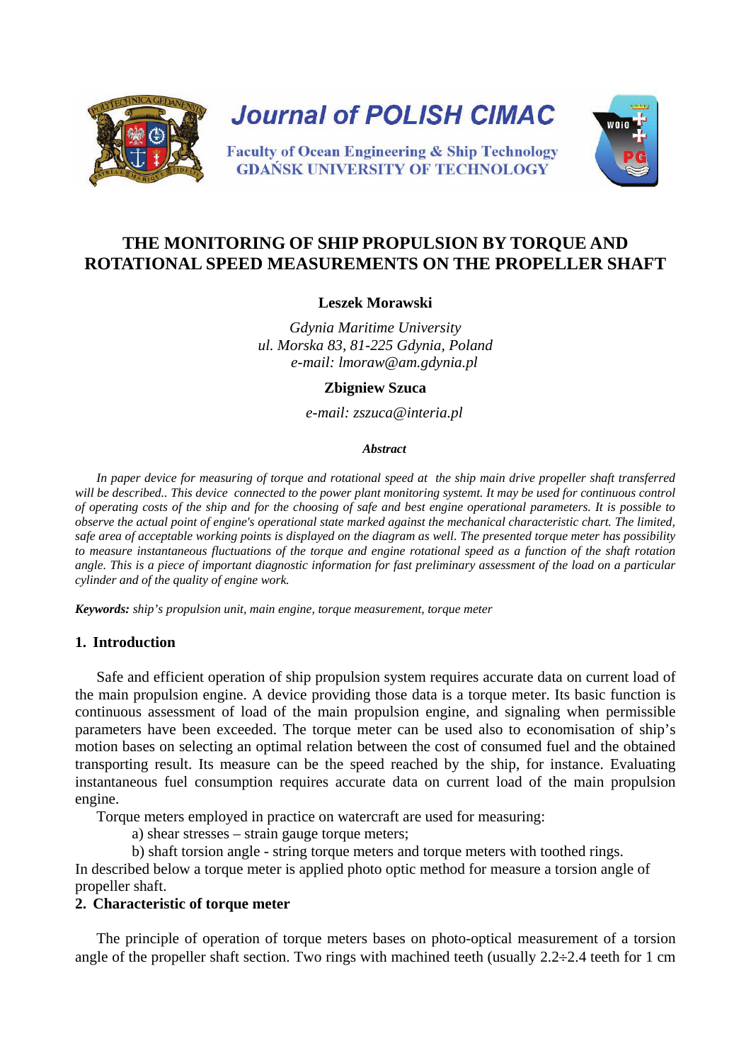# THE MONITORING OF SHIP PROPULSION BY TORQUE AND ROTATIONAL SPEED MEASUREMENTS ON THE PROPELLER SHAFT

**Leszek Morawski**

*Gdynia Maritime University*
*ul. Morska 83, 81-225 Gdynia, Poland*
*e-mail: lmoraw@am.gdynia.pl*

**Zbigniew Szuca**

*e-mail: zszuca@interia.pl*

***Abstract***

*In paper device for measuring of torque and rotational speed at the ship main drive propeller shaft transferred will be described.. This device connected to the power plant monitoring systemt. It may be used for continuous control of operating costs of the ship and for the choosing of safe and best engine operational parameters. It is possible to observe the actual point of engine's operational state marked against the mechanical characteristic chart. The limited, safe area of acceptable working points is displayed on the diagram as well. The presented torque meter has possibility to measure instantaneous fluctuations of the torque and engine rotational speed as a function of the shaft rotation angle. This is a piece of important diagnostic information for fast preliminary assessment of the load on a particular cylinder and of the quality of engine work.*

***Keywords:*** *ship's propulsion unit, main engine, torque measurement, torque meter*

## 1. Introduction

Safe and efficient operation of ship propulsion system requires accurate data on current load of the main propulsion engine. A device providing those data is a torque meter. Its basic function is continuous assessment of load of the main propulsion engine, and signaling when permissible parameters have been exceeded. The torque meter can be used also to economisation of ship's motion bases on selecting an optimal relation between the cost of consumed fuel and the obtained transporting result. Its measure can be the speed reached by the ship, for instance. Evaluating instantaneous fuel consumption requires accurate data on current load of the main propulsion engine.

Torque meters employed in practice on watercraft are used for measuring:

a) shear stresses – strain gauge torque meters;

b) shaft torsion angle - string torque meters and torque meters with toothed rings.

In described below a torque meter is applied photo optic method for measure a torsion angle of propeller shaft.

## 2. Characteristic of torque meter

The principle of operation of torque meters bases on photo-optical measurement of a torsion angle of the propeller shaft section. Two rings with machined teeth (usually 2.2÷2.4 teeth for 1 cm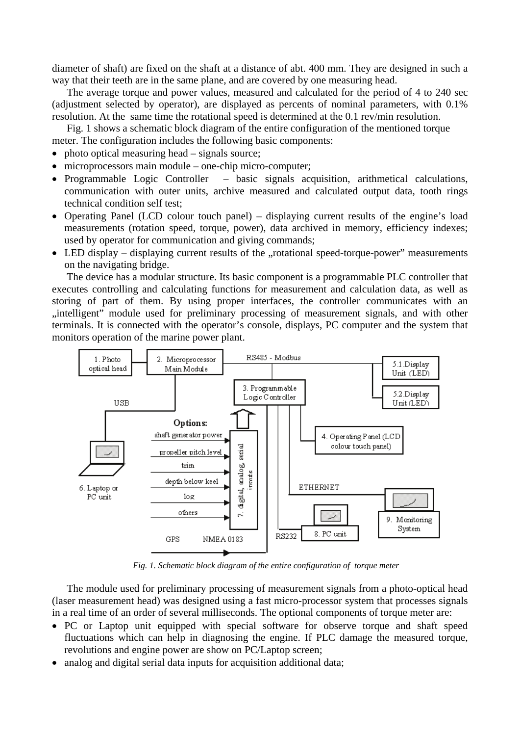diameter of shaft) are fixed on the shaft at a distance of abt. 400 mm. They are designed in such a way that their teeth are in the same plane, and are covered by one measuring head.

The average torque and power values, measured and calculated for the period of 4 to 240 sec (adjustment selected by operator), are displayed as percents of nominal parameters, with 0.1% resolution. At the same time the rotational speed is determined at the 0.1 rev/min resolution.

Fig. 1 shows a schematic block diagram of the entire configuration of the mentioned torque meter. The configuration includes the following basic components:

- photo optical measuring head – signals source;
- microprocessors main module – one-chip micro-computer;
- Programmable Logic Controller – basic signals acquisition, arithmetical calculations, communication with outer units, archive measured and calculated output data, tooth rings technical condition self test;
- Operating Panel (LCD colour touch panel) – displaying current results of the engine's load measurements (rotation speed, torque, power), data archived in memory, efficiency indexes; used by operator for communication and giving commands;
- LED display – displaying current results of the „rotational speed-torque-power" measurements on the navigating bridge.

The device has a modular structure. Its basic component is a programmable PLC controller that executes controlling and calculating functions for measurement and calculation data, as well as storing of part of them. By using proper interfaces, the controller communicates with an „intelligent" module used for preliminary processing of measurement signals, and with other terminals. It is connected with the operator's console, displays, PC computer and the system that monitors operation of the marine power plant.

*Fig. 1. Schematic block diagram of the entire configuration of torque meter*

The module used for preliminary processing of measurement signals from a photo-optical head (laser measurement head) was designed using a fast micro-processor system that processes signals in a real time of an order of several milliseconds. The optional components of torque meter are:

- PC or Laptop unit equipped with special software for observe torque and shaft speed fluctuations which can help in diagnosing the engine. If PLC damage the measured torque, revolutions and engine power are show on PC/Laptop screen;
- analog and digital serial data inputs for acquisition additional data;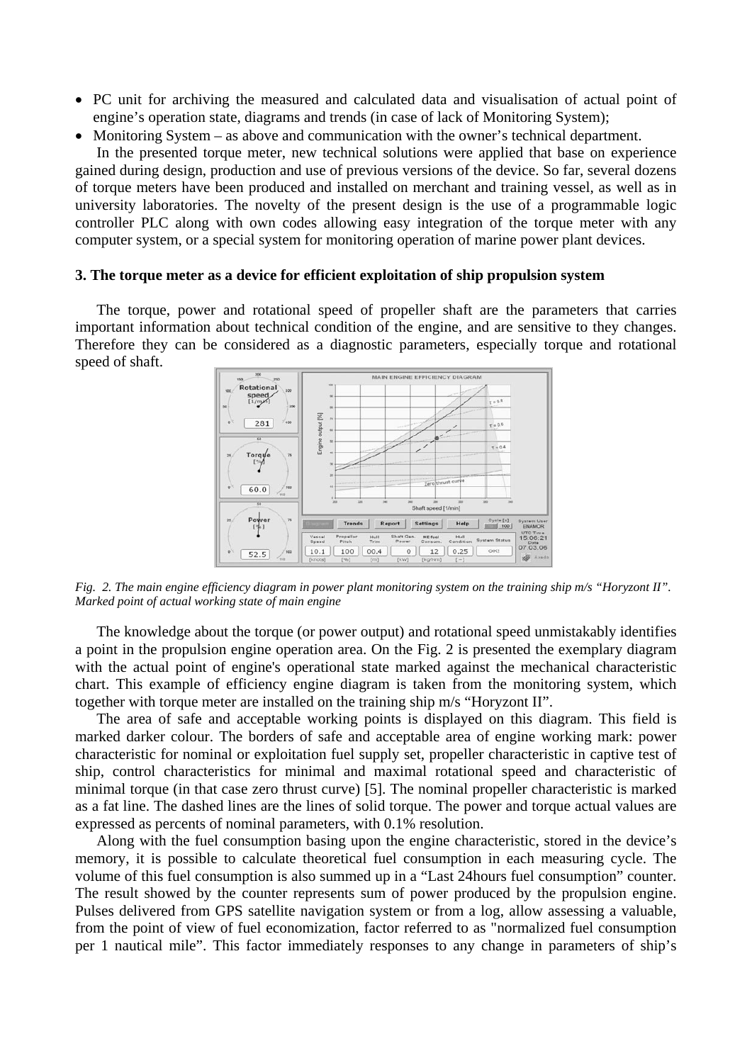- PC unit for archiving the measured and calculated data and visualisation of actual point of engine's operation state, diagrams and trends (in case of lack of Monitoring System);
- Monitoring System – as above and communication with the owner's technical department.

In the presented torque meter, new technical solutions were applied that base on experience gained during design, production and use of previous versions of the device. So far, several dozens of torque meters have been produced and installed on merchant and training vessel, as well as in university laboratories. The novelty of the present design is the use of a programmable logic controller PLC along with own codes allowing easy integration of the torque meter with any computer system, or a special system for monitoring operation of marine power plant devices.

### 3. The torque meter as a device for efficient exploitation of ship propulsion system

The torque, power and rotational speed of propeller shaft are the parameters that carries important information about technical condition of the engine, and are sensitive to they changes. Therefore they can be considered as a diagnostic parameters, especially torque and rotational speed of shaft.

*Fig. 2. The main engine efficiency diagram in power plant monitoring system on the training ship m/s "Horyzont II". Marked point of actual working state of main engine*

The knowledge about the torque (or power output) and rotational speed unmistakably identifies a point in the propulsion engine operation area. On the Fig. 2 is presented the exemplary diagram with the actual point of engine's operational state marked against the mechanical characteristic chart. This example of efficiency engine diagram is taken from the monitoring system, which together with torque meter are installed on the training ship m/s "Horyzont II".

The area of safe and acceptable working points is displayed on this diagram. This field is marked darker colour. The borders of safe and acceptable area of engine working mark: power characteristic for nominal or exploitation fuel supply set, propeller characteristic in captive test of ship, control characteristics for minimal and maximal rotational speed and characteristic of minimal torque (in that case zero thrust curve) [5]. The nominal propeller characteristic is marked as a fat line. The dashed lines are the lines of solid torque. The power and torque actual values are expressed as percents of nominal parameters, with 0.1% resolution.

Along with the fuel consumption basing upon the engine characteristic, stored in the device's memory, it is possible to calculate theoretical fuel consumption in each measuring cycle. The volume of this fuel consumption is also summed up in a "Last 24hours fuel consumption" counter. The result showed by the counter represents sum of power produced by the propulsion engine. Pulses delivered from GPS satellite navigation system or from a log, allow assessing a valuable, from the point of view of fuel economization, factor referred to as "normalized fuel consumption per 1 nautical mile". This factor immediately responses to any change in parameters of ship's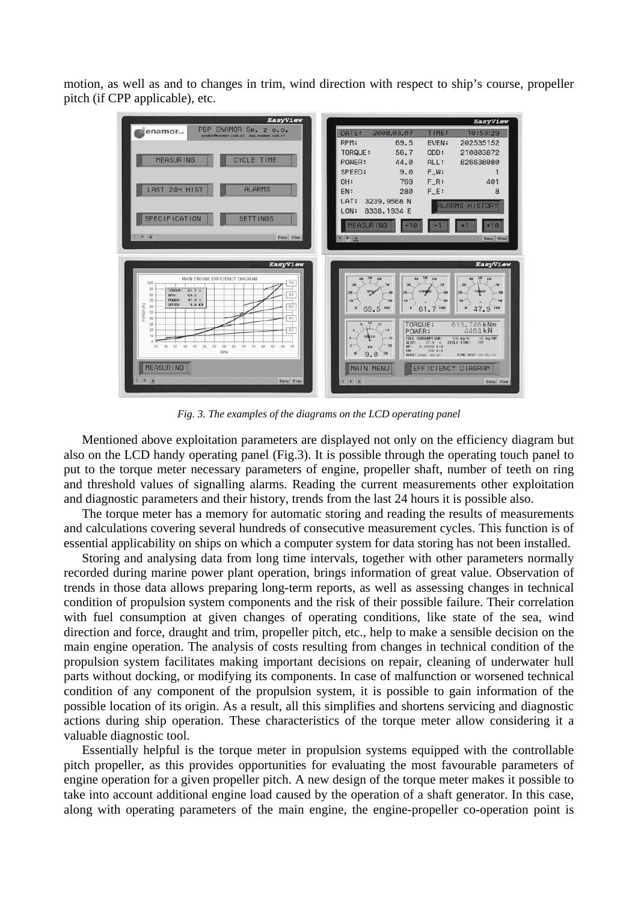motion, as well as and to changes in trim, wind direction with respect to ship's course, propeller pitch (if CPP applicable), etc.

*Fig. 3. The examples of the diagrams on the LCD operating panel*

Mentioned above exploitation parameters are displayed not only on the efficiency diagram but also on the LCD handy operating panel (Fig.3). It is possible through the operating touch panel to put to the torque meter necessary parameters of engine, propeller shaft, number of teeth on ring and threshold values of signalling alarms. Reading the current measurements other exploitation and diagnostic parameters and their history, trends from the last 24 hours it is possible also.

The torque meter has a memory for automatic storing and reading the results of measurements and calculations covering several hundreds of consecutive measurement cycles. This function is of essential applicability on ships on which a computer system for data storing has not been installed.

Storing and analysing data from long time intervals, together with other parameters normally recorded during marine power plant operation, brings information of great value. Observation of trends in those data allows preparing long-term reports, as well as assessing changes in technical condition of propulsion system components and the risk of their possible failure. Their correlation with fuel consumption at given changes of operating conditions, like state of the sea, wind direction and force, draught and trim, propeller pitch, etc., help to make a sensible decision on the main engine operation. The analysis of costs resulting from changes in technical condition of the propulsion system facilitates making important decisions on repair, cleaning of underwater hull parts without docking, or modifying its components. In case of malfunction or worsened technical condition of any component of the propulsion system, it is possible to gain information of the possible location of its origin. As a result, all this simplifies and shortens servicing and diagnostic actions during ship operation. These characteristics of the torque meter allow considering it a valuable diagnostic tool.

Essentially helpful is the torque meter in propulsion systems equipped with the controllable pitch propeller, as this provides opportunities for evaluating the most favourable parameters of engine operation for a given propeller pitch. A new design of the torque meter makes it possible to take into account additional engine load caused by the operation of a shaft generator. In this case, along with operating parameters of the main engine, the engine-propeller co-operation point is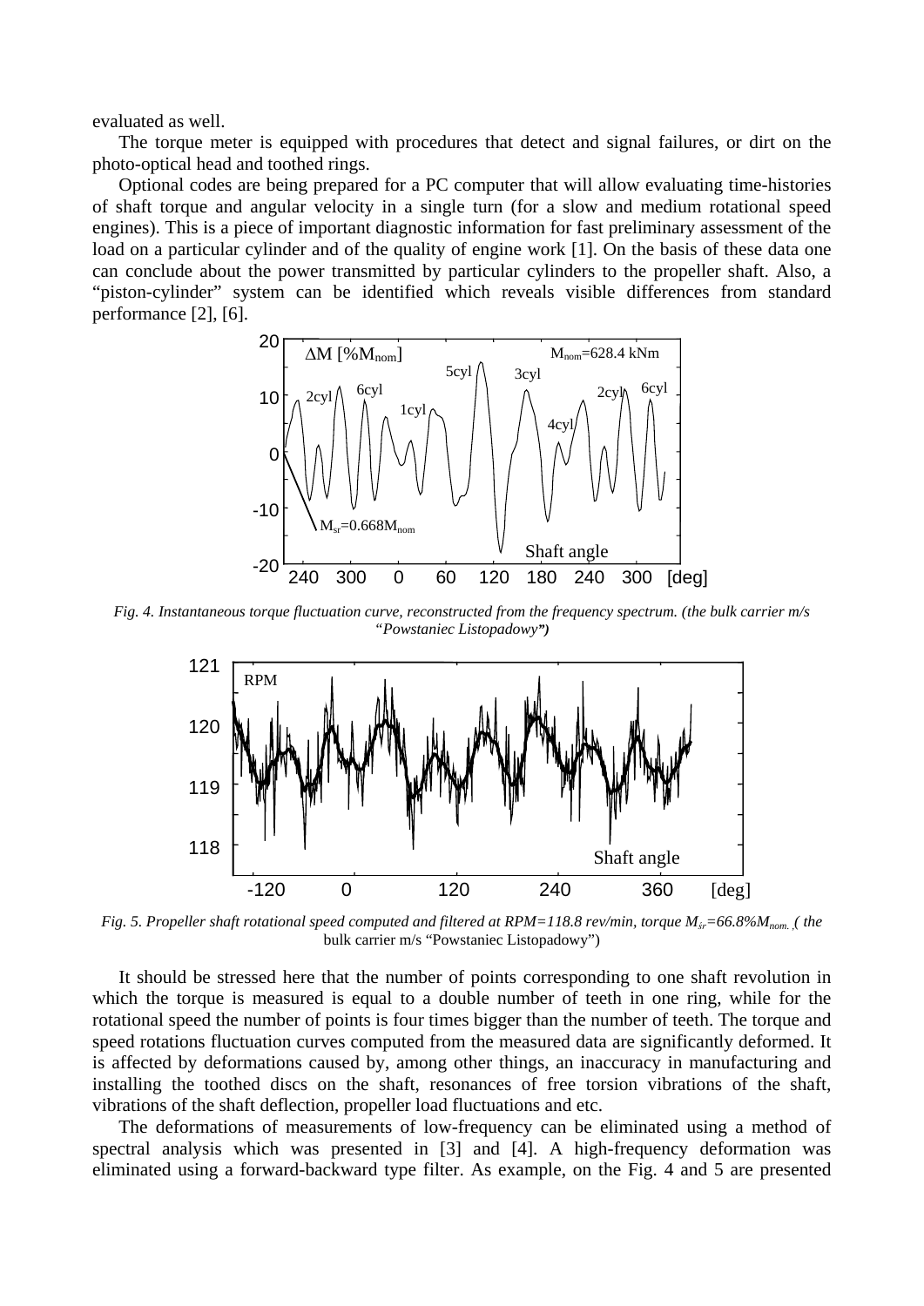evaluated as well.

The torque meter is equipped with procedures that detect and signal failures, or dirt on the photo-optical head and toothed rings.

Optional codes are being prepared for a PC computer that will allow evaluating time-histories of shaft torque and angular velocity in a single turn (for a slow and medium rotational speed engines). This is a piece of important diagnostic information for fast preliminary assessment of the load on a particular cylinder and of the quality of engine work [1]. On the basis of these data one can conclude about the power transmitted by particular cylinders to the propeller shaft. Also, a "piston-cylinder" system can be identified which reveals visible differences from standard performance [2], [6].

*Fig. 4. Instantaneous torque fluctuation curve, reconstructed from the frequency spectrum. (the bulk carrier m/s "Powstaniec Listopadowy")*

*Fig. 5. Propeller shaft rotational speed computed and filtered at RPM=118.8 rev/min, torque $M_{śr}$=66.8%$M_{nom.}$ ,( the* bulk carrier m/s "Powstaniec Listopadowy")

It should be stressed here that the number of points corresponding to one shaft revolution in which the torque is measured is equal to a double number of teeth in one ring, while for the rotational speed the number of points is four times bigger than the number of teeth. The torque and speed rotations fluctuation curves computed from the measured data are significantly deformed. It is affected by deformations caused by, among other things, an inaccuracy in manufacturing and installing the toothed discs on the shaft, resonances of free torsion vibrations of the shaft, vibrations of the shaft deflection, propeller load fluctuations and etc.

The deformations of measurements of low-frequency can be eliminated using a method of spectral analysis which was presented in [3] and [4]. A high-frequency deformation was eliminated using a forward-backward type filter. As example, on the Fig. 4 and 5 are presented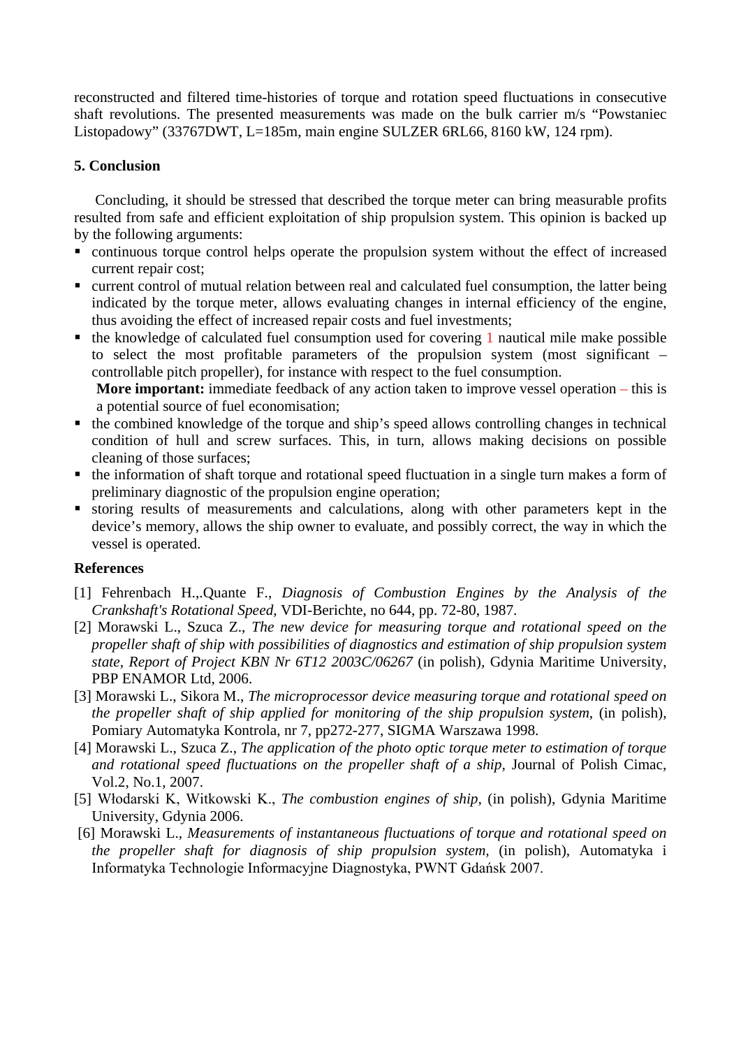reconstructed and filtered time-histories of torque and rotation speed fluctuations in consecutive shaft revolutions. The presented measurements was made on the bulk carrier m/s "Powstaniec Listopadowy" (33767DWT, L=185m, main engine SULZER 6RL66, 8160 kW, 124 rpm).

## 5. Conclusion

Concluding, it should be stressed that described the torque meter can bring measurable profits resulted from safe and efficient exploitation of ship propulsion system. This opinion is backed up by the following arguments:

- continuous torque control helps operate the propulsion system without the effect of increased current repair cost;
- current control of mutual relation between real and calculated fuel consumption, the latter being indicated by the torque meter, allows evaluating changes in internal efficiency of the engine, thus avoiding the effect of increased repair costs and fuel investments;
- the knowledge of calculated fuel consumption used for covering 1 nautical mile make possible to select the most profitable parameters of the propulsion system (most significant – controllable pitch propeller), for instance with respect to the fuel consumption.
  **More important:** immediate feedback of any action taken to improve vessel operation – this is a potential source of fuel economisation;
- the combined knowledge of the torque and ship's speed allows controlling changes in technical condition of hull and screw surfaces. This, in turn, allows making decisions on possible cleaning of those surfaces;
- the information of shaft torque and rotational speed fluctuation in a single turn makes a form of preliminary diagnostic of the propulsion engine operation;
- storing results of measurements and calculations, along with other parameters kept in the device's memory, allows the ship owner to evaluate, and possibly correct, the way in which the vessel is operated.

## References

[1] Fehrenbach H.,.Quante F., *Diagnosis of Combustion Engines by the Analysis of the Crankshaft's Rotational Speed*, VDI-Berichte, no 644, pp. 72-80, 1987.

[2] Morawski L., Szuca Z., *The new device for measuring torque and rotational speed on the propeller shaft of ship with possibilities of diagnostics and estimation of ship propulsion system state, Report of Project KBN Nr 6T12 2003C/06267* (in polish), Gdynia Maritime University, PBP ENAMOR Ltd, 2006.

[3] Morawski L., Sikora M., *The microprocessor device measuring torque and rotational speed on the propeller shaft of ship applied for monitoring of the ship propulsion system*, (in polish), Pomiary Automatyka Kontrola, nr 7, pp272-277, SIGMA Warszawa 1998.

[4] Morawski L., Szuca Z., *The application of the photo optic torque meter to estimation of torque and rotational speed fluctuations on the propeller shaft of a ship*, Journal of Polish Cimac, Vol.2, No.1, 2007.

[5] Włodarski K, Witkowski K., *The combustion engines of ship*, (in polish), Gdynia Maritime University, Gdynia 2006.

[6] Morawski L., *Measurements of instantaneous fluctuations of torque and rotational speed on the propeller shaft for diagnosis of ship propulsion system*, (in polish), Automatyka i Informatyka Technologie Informacyjne Diagnostyka, PWNT Gdańsk 2007.